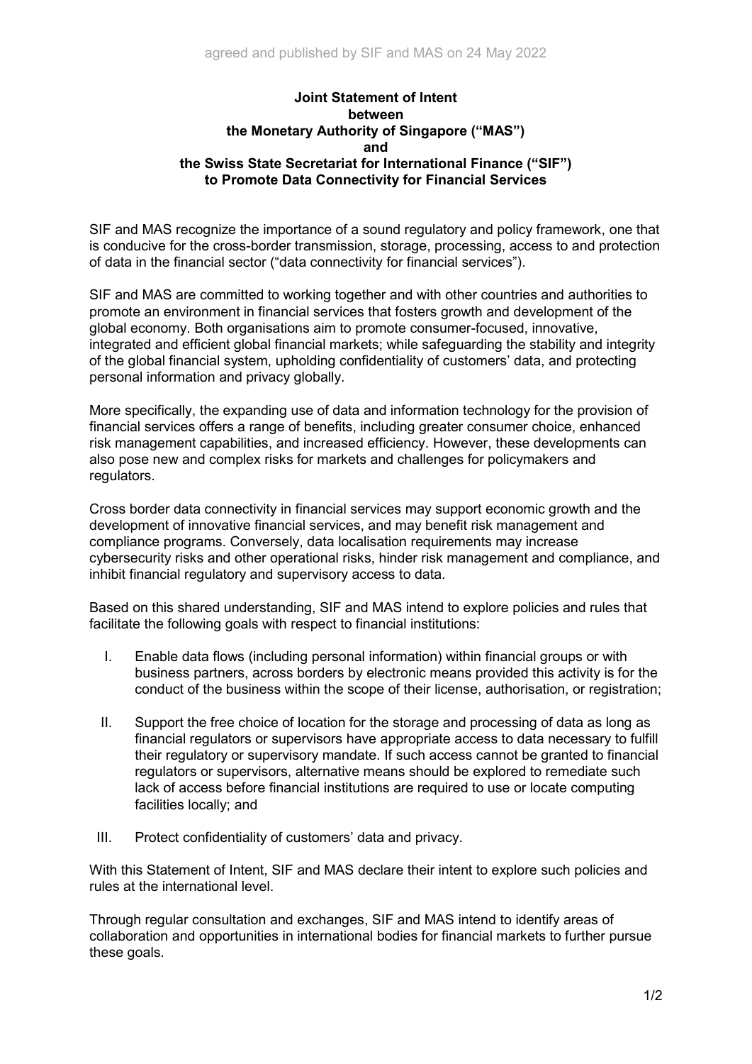agreed and published by SIF and MAS on 24 May 2022

# Joint Statement of Intent between the Monetary Authority of Singapore ("MAS") and the Swiss State Secretariat for International Finance ("SIF") to Promote Data Connectivity for Financial Services

SIF and MAS recognize the importance of a sound regulatory and policy framework, one that is conducive for the cross-border transmission, storage, processing, access to and protection of data in the financial sector ("data connectivity for financial services").

SIF and MAS are committed to working together and with other countries and authorities to promote an environment in financial services that fosters growth and development of the global economy. Both organisations aim to promote consumer-focused, innovative, integrated and efficient global financial markets; while safeguarding the stability and integrity of the global financial system, upholding confidentiality of customers' data, and protecting personal information and privacy globally.

More specifically, the expanding use of data and information technology for the provision of financial services offers a range of benefits, including greater consumer choice, enhanced risk management capabilities, and increased efficiency. However, these developments can also pose new and complex risks for markets and challenges for policymakers and regulators.

Cross border data connectivity in financial services may support economic growth and the development of innovative financial services, and may benefit risk management and compliance programs. Conversely, data localisation requirements may increase cybersecurity risks and other operational risks, hinder risk management and compliance, and inhibit financial regulatory and supervisory access to data.

Based on this shared understanding, SIF and MAS intend to explore policies and rules that facilitate the following goals with respect to financial institutions:

I. Enable data flows (including personal information) within financial groups or with business partners, across borders by electronic means provided this activity is for the conduct of the business within the scope of their license, authorisation, or registration;

II. Support the free choice of location for the storage and processing of data as long as financial regulators or supervisors have appropriate access to data necessary to fulfill their regulatory or supervisory mandate. If such access cannot be granted to financial regulators or supervisors, alternative means should be explored to remediate such lack of access before financial institutions are required to use or locate computing facilities locally; and

III. Protect confidentiality of customers' data and privacy.

With this Statement of Intent, SIF and MAS declare their intent to explore such policies and rules at the international level.

Through regular consultation and exchanges, SIF and MAS intend to identify areas of collaboration and opportunities in international bodies for financial markets to further pursue these goals.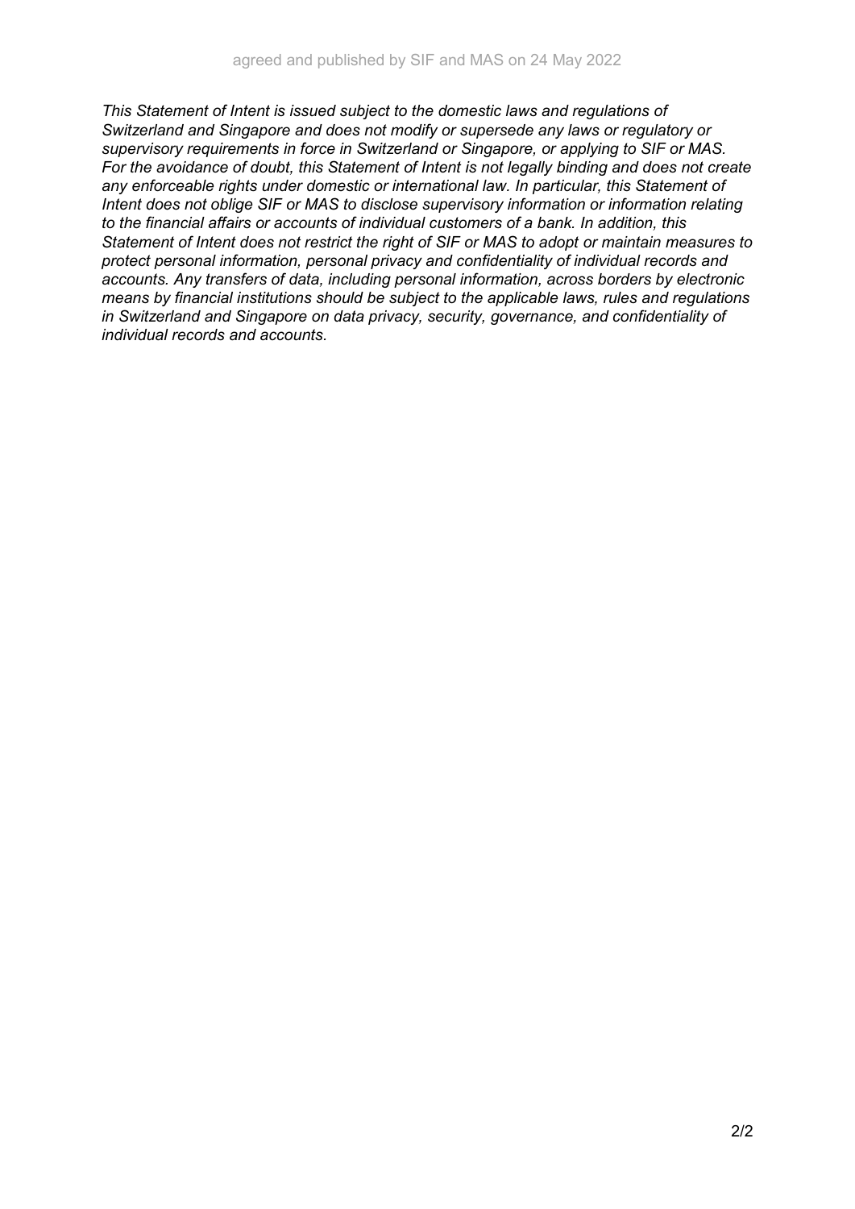*This Statement of Intent is issued subject to the domestic laws and regulations of Switzerland and Singapore and does not modify or supersede any laws or regulatory or supervisory requirements in force in Switzerland or Singapore, or applying to SIF or MAS. For the avoidance of doubt, this Statement of Intent is not legally binding and does not create any enforceable rights under domestic or international law. In particular, this Statement of Intent does not oblige SIF or MAS to disclose supervisory information or information relating to the financial affairs or accounts of individual customers of a bank. In addition, this Statement of Intent does not restrict the right of SIF or MAS to adopt or maintain measures to protect personal information, personal privacy and confidentiality of individual records and accounts. Any transfers of data, including personal information, across borders by electronic means by financial institutions should be subject to the applicable laws, rules and regulations in Switzerland and Singapore on data privacy, security, governance, and confidentiality of individual records and accounts.*